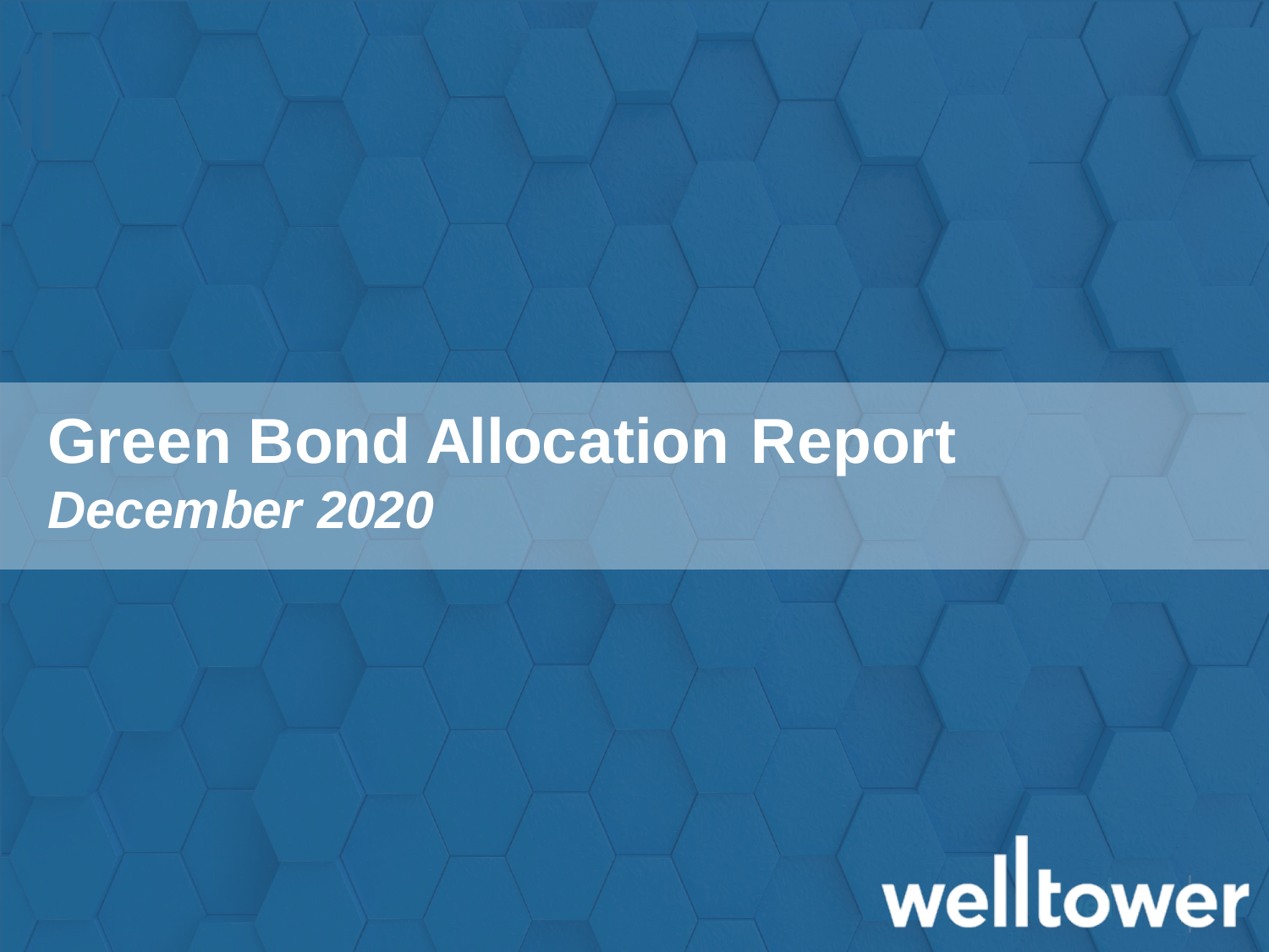# Green Bond Allocation Report

***December 2020***

welltower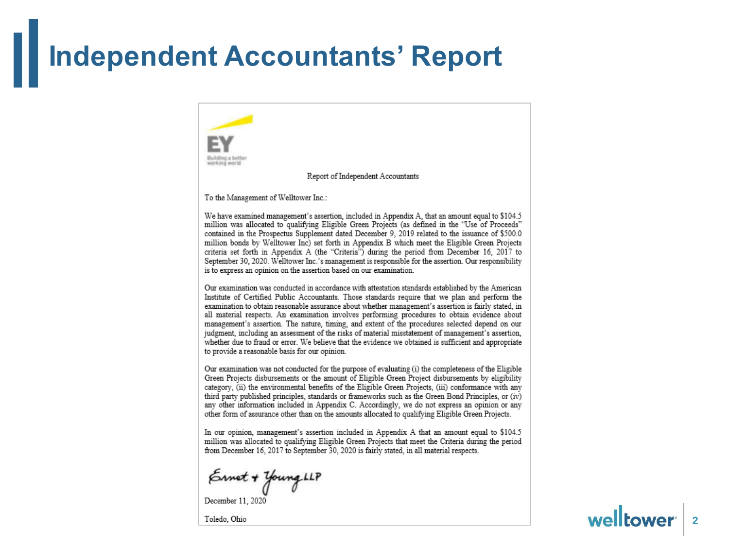# Independent Accountants' Report

EY

Building a better working world

Report of Independent Accountants

To the Management of Welltower Inc.:

We have examined management's assertion, included in Appendix A, that an amount equal to $104.5 million was allocated to qualifying Eligible Green Projects (as defined in the "Use of Proceeds" contained in the Prospectus Supplement dated December 9, 2019 related to the issuance of $500.0 million bonds by Welltower Inc) set forth in Appendix B which meet the Eligible Green Projects criteria set forth in Appendix A (the "Criteria") during the period from December 16, 2017 to September 30, 2020. Welltower Inc.'s management is responsible for the assertion. Our responsibility is to express an opinion on the assertion based on our examination.

Our examination was conducted in accordance with attestation standards established by the American Institute of Certified Public Accountants. Those standards require that we plan and perform the examination to obtain reasonable assurance about whether management's assertion is fairly stated, in all material respects. An examination involves performing procedures to obtain evidence about management's assertion. The nature, timing, and extent of the procedures selected depend on our judgment, including an assessment of the risks of material misstatement of management's assertion, whether due to fraud or error. We believe that the evidence we obtained is sufficient and appropriate to provide a reasonable basis for our opinion.

Our examination was not conducted for the purpose of evaluating (i) the completeness of the Eligible Green Projects disbursements or the amount of Eligible Green Project disbursements by eligibility category, (ii) the environmental benefits of the Eligible Green Projects, (iii) conformance with any third party published principles, standards or frameworks such as the Green Bond Principles, or (iv) any other information included in Appendix C. Accordingly, we do not express an opinion or any other form of assurance other than on the amounts allocated to qualifying Eligible Green Projects.

In our opinion, management's assertion included in Appendix A that an amount equal to $104.5 million was allocated to qualifying Eligible Green Projects that meet the Criteria during the period from December 16, 2017 to September 30, 2020 is fairly stated, in all material respects.

Ernst & Young LLP

December 11, 2020

Toledo, Ohio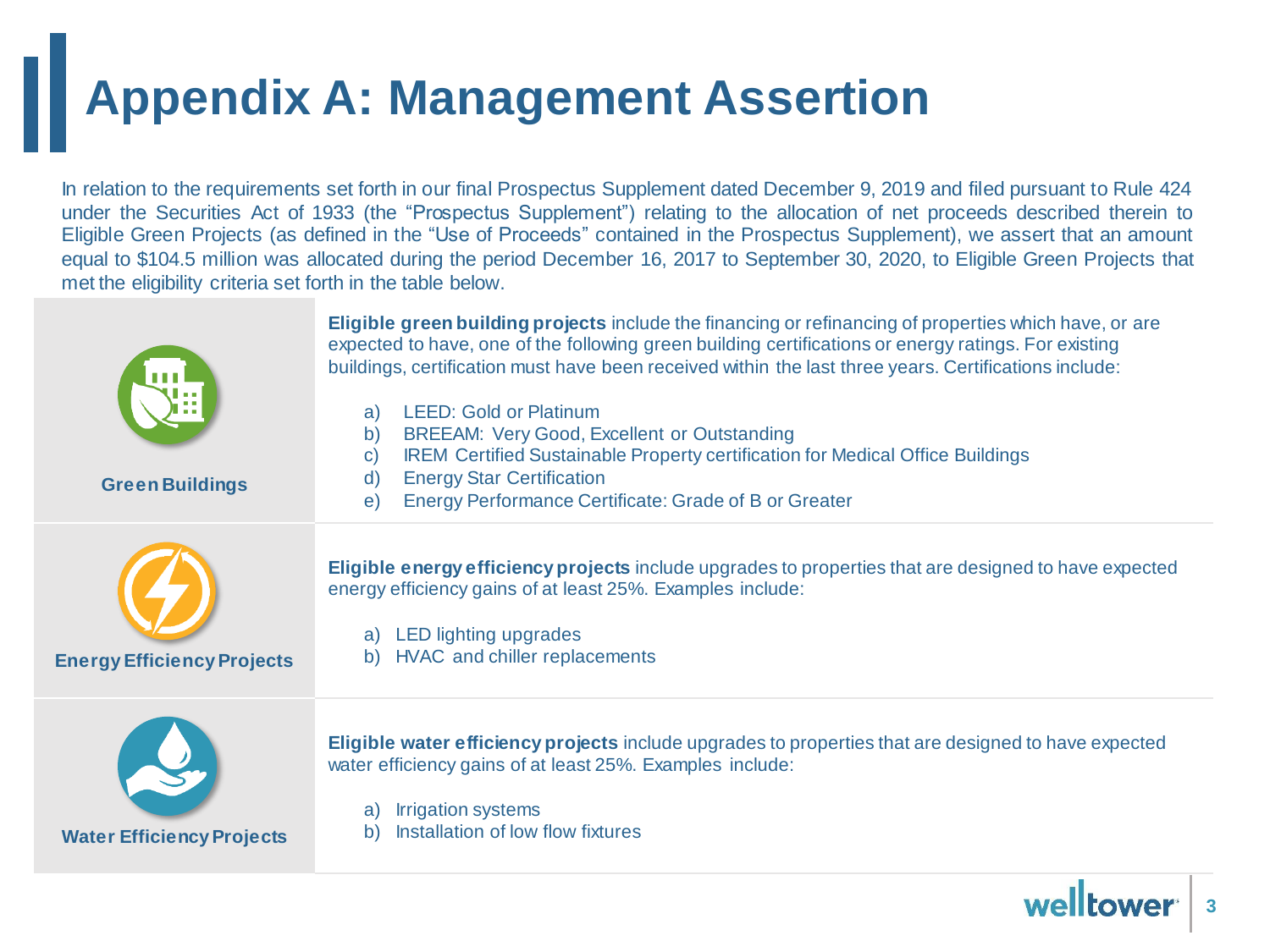# Appendix A: Management Assertion

In relation to the requirements set forth in our final Prospectus Supplement dated December 9, 2019 and filed pursuant to Rule 424 under the Securities Act of 1933 (the "Prospectus Supplement") relating to the allocation of net proceeds described therein to Eligible Green Projects (as defined in the "Use of Proceeds" contained in the Prospectus Supplement), we assert that an amount equal to $104.5 million was allocated during the period December 16, 2017 to September 30, 2020, to Eligible Green Projects that met the eligibility criteria set forth in the table below.

| | |
|---|---|
| **Green Buildings** | **Eligible green building projects** include the financing or refinancing of properties which have, or are expected to have, one of the following green building certifications or energy ratings. For existing buildings, certification must have been received within the last three years. Certifications include:<br><br>a) LEED: Gold or Platinum<br>b) BREEAM: Very Good, Excellent or Outstanding<br>c) IREM Certified Sustainable Property certification for Medical Office Buildings<br>d) Energy Star Certification<br>e) Energy Performance Certificate: Grade of B or Greater |
| **Energy Efficiency Projects** | **Eligible energy efficiency projects** include upgrades to properties that are designed to have expected energy efficiency gains of at least 25%. Examples include:<br><br>a) LED lighting upgrades<br>b) HVAC and chiller replacements |
| **Water Efficiency Projects** | **Eligible water efficiency projects** include upgrades to properties that are designed to have expected water efficiency gains of at least 25%. Examples include:<br><br>a) Irrigation systems<br>b) Installation of low flow fixtures |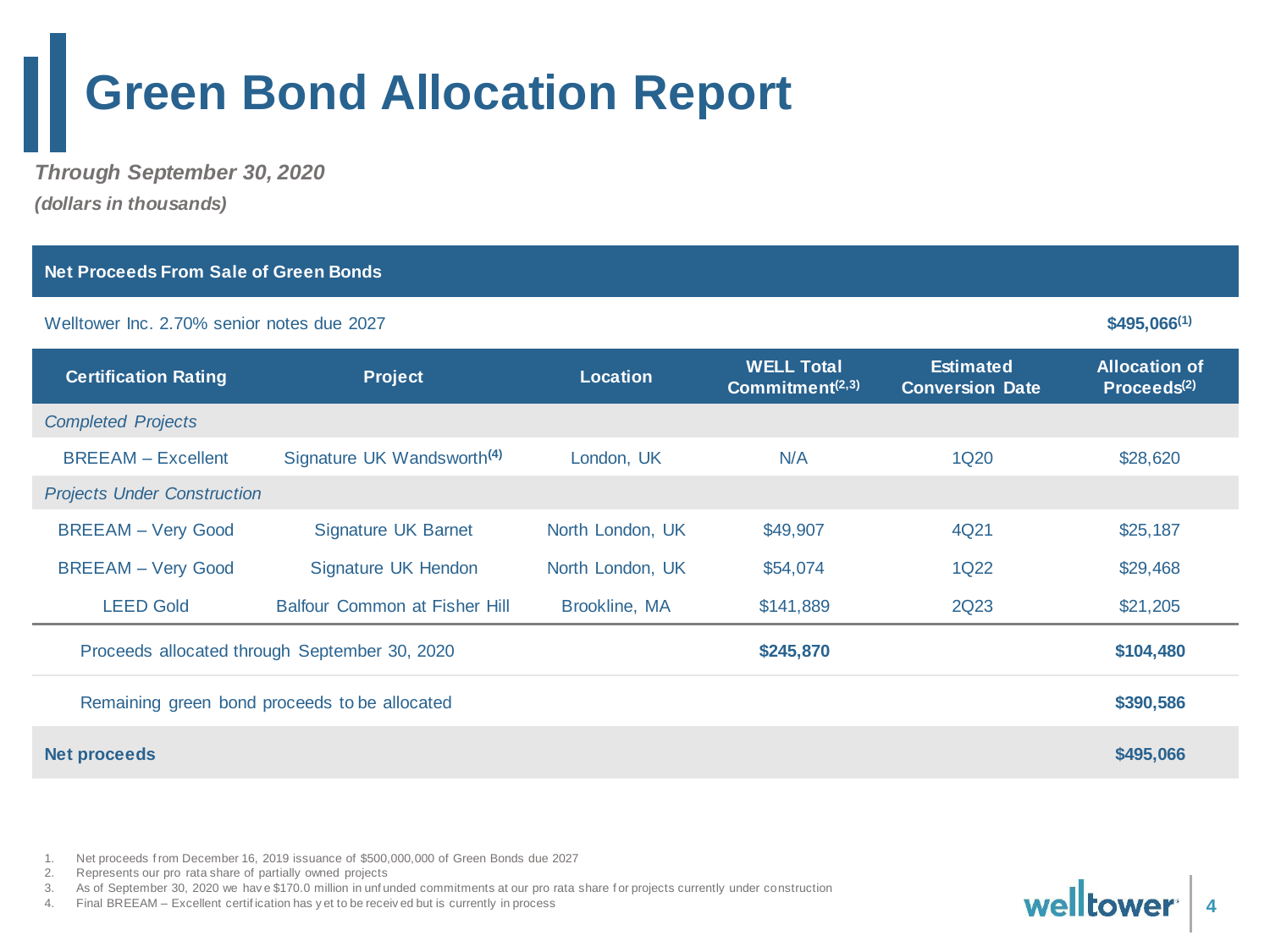# Green Bond Allocation Report

***Through September 30, 2020***

***(dollars in thousands)***

| Net Proceeds From Sale of Green Bonds | | | | | |
|---|---|---|---|---|---|
| Welltower Inc. 2.70% senior notes due 2027 | | | | | **$495,066[1]** |
| **Certification Rating** | **Project** | **Location** | **WELL Total Commitment[2,3]** | **Estimated Conversion Date** | **Allocation of Proceeds[2]** |
| *Completed Projects* | | | | | |
| BREEAM – Excellent | Signature UK Wandsworth[4] | London, UK | N/A | 1Q20 | $28,620 |
| *Projects Under Construction* | | | | | |
| BREEAM – Very Good | Signature UK Barnet | North London, UK | $49,907 | 4Q21 | $25,187 |
| BREEAM – Very Good | Signature UK Hendon | North London, UK | $54,074 | 1Q22 | $29,468 |
| LEED Gold | Balfour Common at Fisher Hill | Brookline, MA | $141,889 | 2Q23 | $21,205 |
| Proceeds allocated through September 30, 2020 | | | **$245,870** | | **$104,480** |
| Remaining green bond proceeds to be allocated | | | | | **$390,586** |
| **Net proceeds** | | | | | **$495,066** |

1. Net proceeds from December 16, 2019 issuance of $500,000,000 of Green Bonds due 2027
2. Represents our pro rata share of partially owned projects
3. As of September 30, 2020 we have $170.0 million in unfunded commitments at our pro rata share for projects currently under construction
4. Final BREEAM – Excellent certification has yet to be received but is currently in process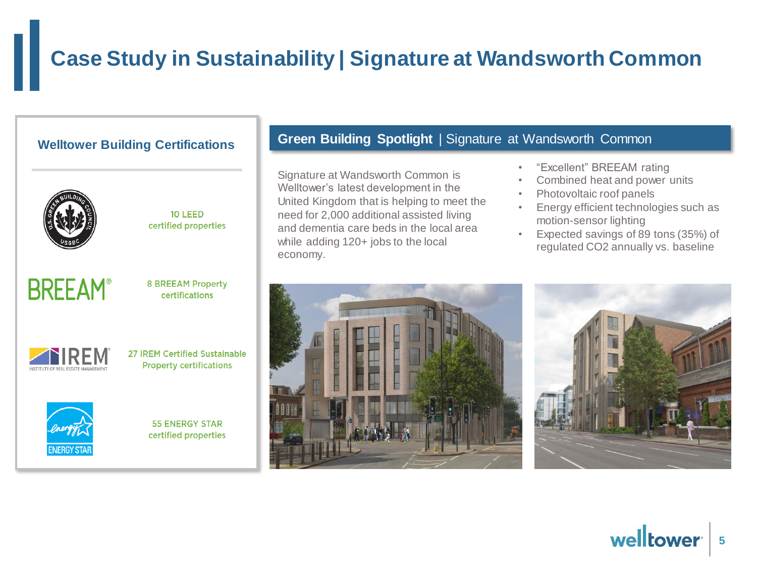# Case Study in Sustainability | Signature at Wandsworth Common

## Welltower Building Certifications

10 LEED certified properties

8 BREEAM Property certifications

27 IREM Certified Sustainable Property certifications

55 ENERGY STAR certified properties

## Green Building Spotlight | Signature at Wandsworth Common

Signature at Wandsworth Common is Welltower's latest development in the United Kingdom that is helping to meet the need for 2,000 additional assisted living and dementia care beds in the local area while adding 120+ jobs to the local economy.

- "Excellent" BREEAM rating
- Combined heat and power units
- Photovoltaic roof panels
- Energy efficient technologies such as motion-sensor lighting
- Expected savings of 89 tons (35%) of regulated $CO_2$ annually vs. baseline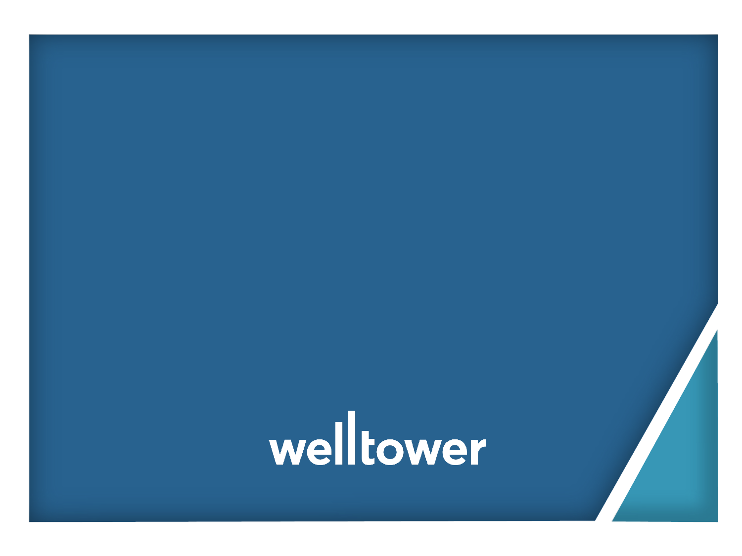welltower